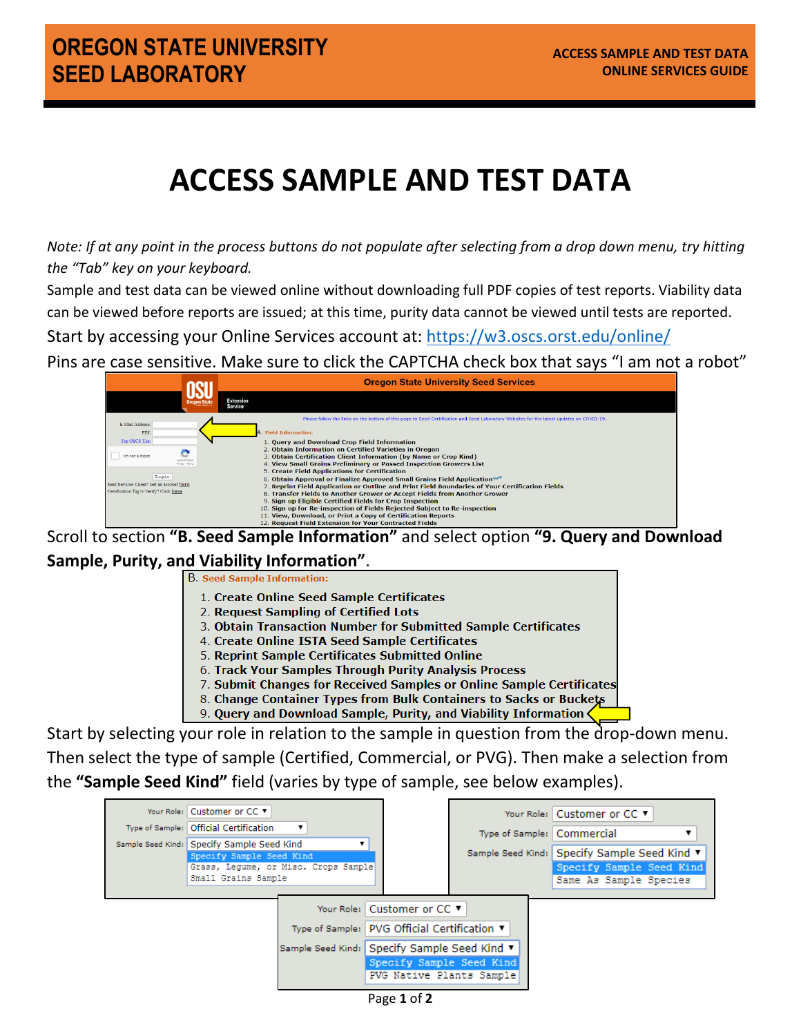# ACCESS SAMPLE AND TEST DATA

*Note: If at any point in the process buttons do not populate after selecting from a drop down menu, try hitting the "Tab" key on your keyboard.*

Sample and test data can be viewed online without downloading full PDF copies of test reports. Viability data can be viewed before reports are issued; at this time, purity data cannot be viewed until tests are reported.

Start by accessing your Online Services account at: https://w3.oscs.orst.edu/online/

Pins are case sensitive. Make sure to click the CAPTCHA check box that says "I am not a robot"

Scroll to section **"B. Seed Sample Information"** and select option **"9. Query and Download Sample, Purity, and Viability Information"**.

Start by selecting your role in relation to the sample in question from the drop-down menu. Then select the type of sample (Certified, Commercial, or PVG). Then make a selection from the **"Sample Seed Kind"** field (varies by type of sample, see below examples).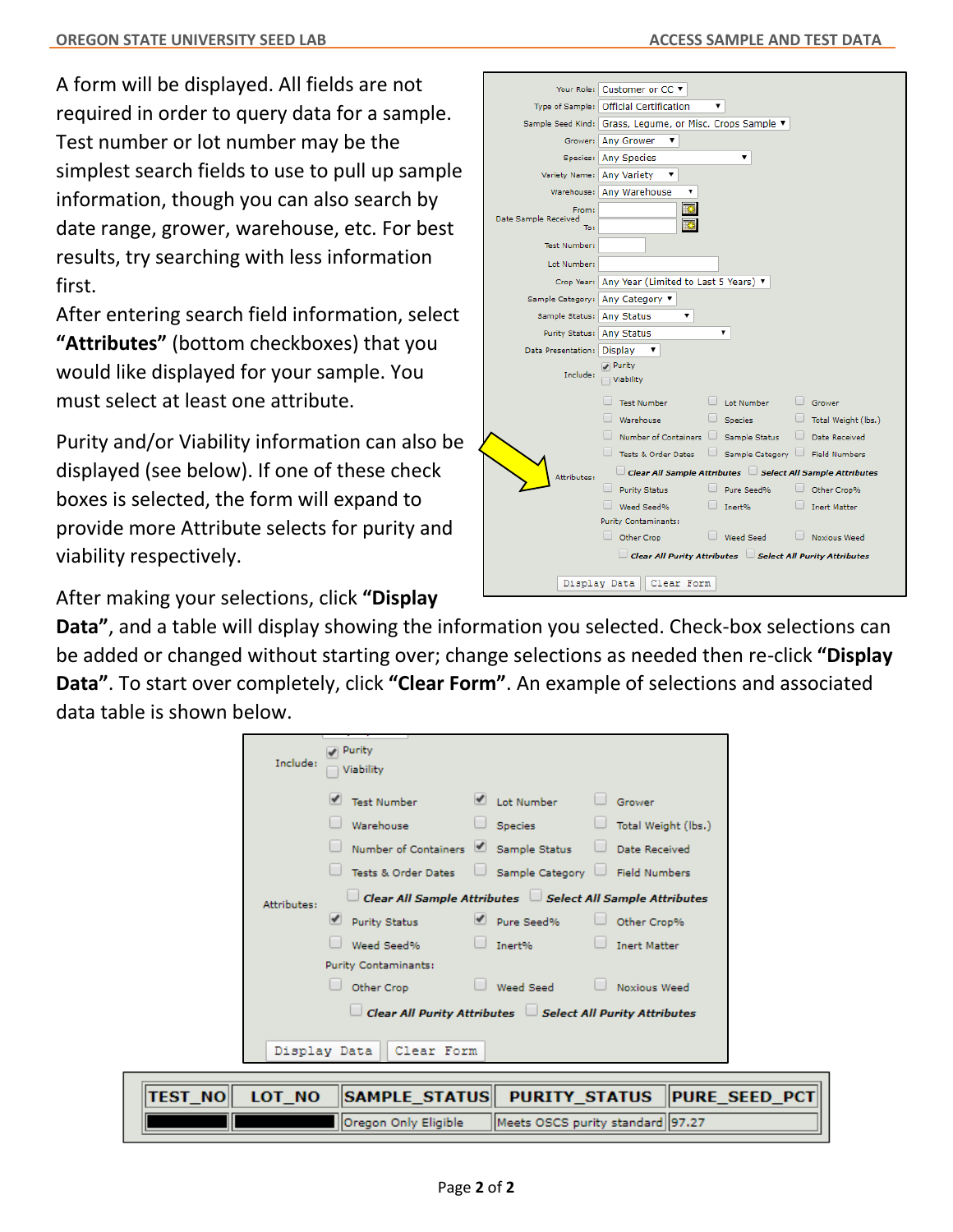A form will be displayed. All fields are not required in order to query data for a sample. Test number or lot number may be the simplest search fields to use to pull up sample information, though you can also search by date range, grower, warehouse, etc. For best results, try searching with less information first.

After entering search field information, select **"Attributes"** (bottom checkboxes) that you would like displayed for your sample. You must select at least one attribute.

Purity and/or Viability information can also be displayed (see below). If one of these check boxes is selected, the form will expand to provide more Attribute selects for purity and viability respectively.

After making your selections, click **"Display Data"**, and a table will display showing the information you selected. Check-box selections can be added or changed without starting over; change selections as needed then re-click **"Display Data"**. To start over completely, click **"Clear Form"**. An example of selections and associated data table is shown below.

| TEST_NO | LOT_NO | SAMPLE_STATUS | PURITY_STATUS | PURE_SEED_PCT |
|---|---|---|---|---|
| | | Oregon Only Eligible | Meets OSCS purity standard | 97.27 |